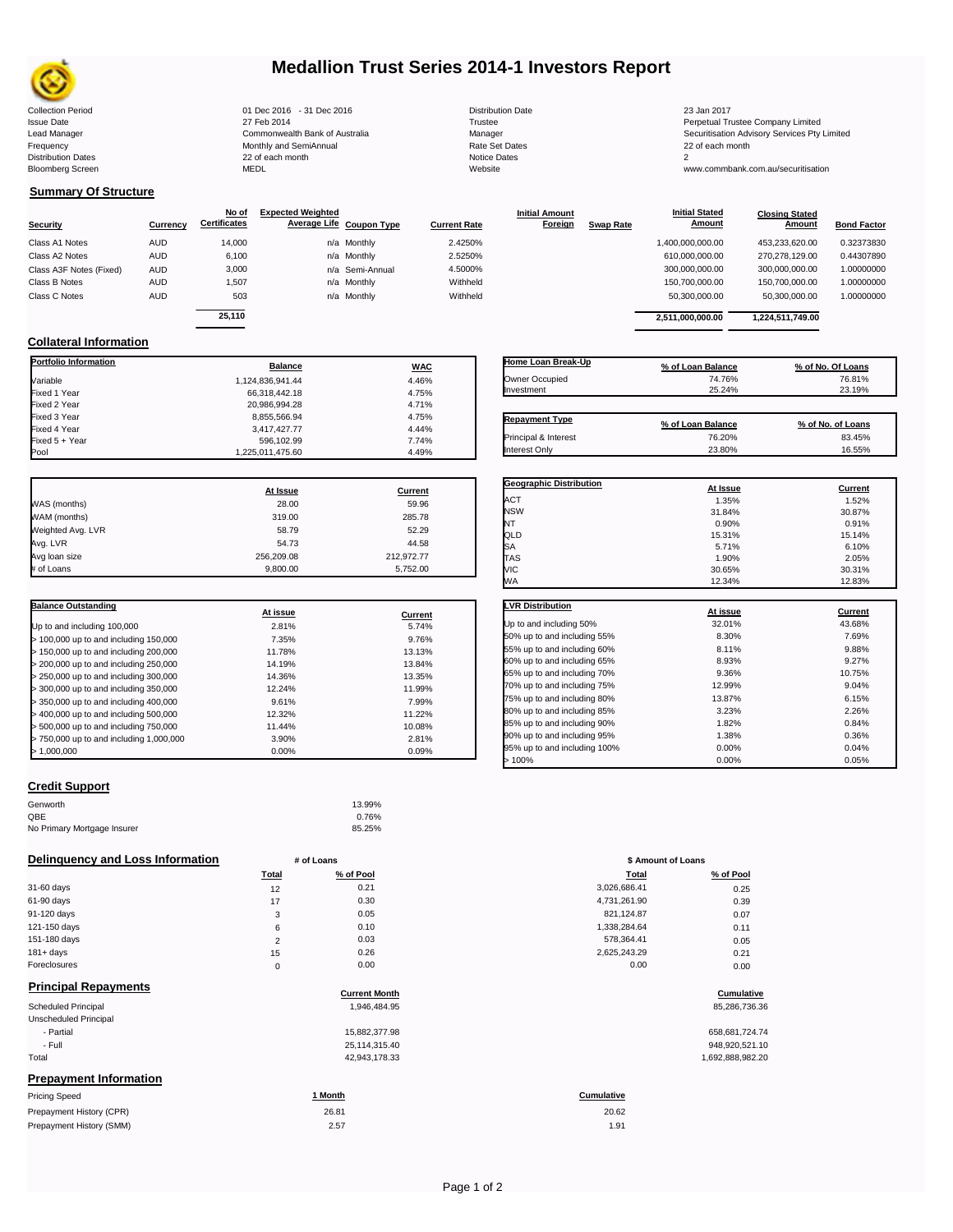# Medallion Trust Series 2014-1 Investors Report

| | | | |
|---|---|---|---|
| Collection Period | 01 Dec 2016 - 31 Dec 2016 | Distribution Date | 23 Jan 2017 |
| Issue Date | 27 Feb 2014 | Trustee | Perpetual Trustee Company Limited |
| Lead Manager | Commonwealth Bank of Australia | Manager | Securitisation Advisory Services Pty Limited |
| Frequency | Monthly and SemiAnnual | Rate Set Dates | 22 of each month |
| Distribution Dates | 22 of each month | Notice Dates | 2 |
| Bloomberg Screen | MEDL | Website | www.commbank.com.au/securitisation |

## Summary Of Structure

| Security | Currency | No of Certificates | Expected Weighted Average Life | Coupon Type | Current Rate | Initial Amount Foreign | Swap Rate | Initial Stated Amount | Closing Stated Amount | Bond Factor |
|---|---|---|---|---|---|---|---|---|---|---|
| Class A1 Notes | AUD | 14,000 | n/a | Monthly | 2.4250% | | | 1,400,000,000.00 | 453,233,620.00 | 0.32373830 |
| Class A2 Notes | AUD | 6,100 | n/a | Monthly | 2.5250% | | | 610,000,000.00 | 270,278,129.00 | 0.44307890 |
| Class A3F Notes (Fixed) | AUD | 3,000 | n/a | Semi-Annual | 4.5000% | | | 300,000,000.00 | 300,000,000.00 | 1.00000000 |
| Class B Notes | AUD | 1,507 | n/a | Monthly | Withheld | | | 150,700,000.00 | 150,700,000.00 | 1.00000000 |
| Class C Notes | AUD | 503 | n/a | Monthly | Withheld | | | 50,300,000.00 | 50,300,000.00 | 1.00000000 |
| | | 25,110 | | | | | | 2,511,000,000.00 | 1,224,511,749.00 | |

## Collateral Information

| Portfolio Information | Balance | WAC |
|---|---|---|
| Variable | 1,124,836,941.44 | 4.46% |
| Fixed 1 Year | 66,318,442.18 | 4.75% |
| Fixed 2 Year | 20,986,994.28 | 4.71% |
| Fixed 3 Year | 8,855,566.94 | 4.75% |
| Fixed 4 Year | 3,417,427.77 | 4.44% |
| Fixed 5 + Year | 596,102.99 | 7.74% |
| Pool | 1,225,011,475.60 | 4.49% |

| Home Loan Break-Up | % of Loan Balance | % of No. Of Loans |
|---|---|---|
| Owner Occupied | 74.76% | 76.81% |
| Investment | 25.24% | 23.19% |

| Repayment Type | % of Loan Balance | % of No. of Loans |
|---|---|---|
| Principal & Interest | 76.20% | 83.45% |
| Interest Only | 23.80% | 16.55% |

| | At Issue | Current |
|---|---|---|
| WAS (months) | 28.00 | 59.96 |
| WAM (months) | 319.00 | 285.78 |
| Weighted Avg. LVR | 58.79 | 52.29 |
| Avg. LVR | 54.73 | 44.58 |
| Avg loan size | 256,209.08 | 212,972.77 |
| # of Loans | 9,800.00 | 5,752.00 |

| Geographic Distribution | At Issue | Current |
|---|---|---|
| ACT | 1.35% | 1.52% |
| NSW | 31.84% | 30.87% |
| NT | 0.90% | 0.91% |
| QLD | 15.31% | 15.14% |
| SA | 5.71% | 6.10% |
| TAS | 1.90% | 2.05% |
| VIC | 30.65% | 30.31% |
| WA | 12.34% | 12.83% |

| Balance Outstanding | At issue | Current |
|---|---|---|
| Up to and including 100,000 | 2.81% | 5.74% |
| > 100,000 up to and including 150,000 | 7.35% | 9.76% |
| > 150,000 up to and including 200,000 | 11.78% | 13.13% |
| > 200,000 up to and including 250,000 | 14.19% | 13.84% |
| > 250,000 up to and including 300,000 | 14.36% | 13.35% |
| > 300,000 up to and including 350,000 | 12.24% | 11.99% |
| > 350,000 up to and including 400,000 | 9.61% | 7.99% |
| > 400,000 up to and including 500,000 | 12.32% | 11.22% |
| > 500,000 up to and including 750,000 | 11.44% | 10.08% |
| > 750,000 up to and including 1,000,000 | 3.90% | 2.81% |
| > 1,000,000 | 0.00% | 0.09% |

| LVR Distribution | At issue | Current |
|---|---|---|
| Up to and including 50% | 32.01% | 43.68% |
| 50% up to and including 55% | 8.30% | 7.69% |
| 55% up to and including 60% | 8.11% | 9.88% |
| 60% up to and including 65% | 8.93% | 9.27% |
| 65% up to and including 70% | 9.36% | 10.75% |
| 70% up to and including 75% | 12.99% | 9.04% |
| 75% up to and including 80% | 13.87% | 6.15% |
| 80% up to and including 85% | 3.23% | 2.26% |
| 85% up to and including 90% | 1.82% | 0.84% |
| 90% up to and including 95% | 1.38% | 0.36% |
| 95% up to and including 100% | 0.00% | 0.04% |
| > 100% | 0.00% | 0.05% |

## Credit Support

| | |
|---|---|
| Genworth | 13.99% |
| QBE | 0.76% |
| No Primary Mortgage Insurer | 85.25% |

## Delinquency and Loss Information

| | # of Loans Total | # of Loans % of Pool | $ Amount of Loans Total | $ Amount of Loans % of Pool |
|---|---|---|---|---|
| 31-60 days | 12 | 0.21 | 3,026,686.41 | 0.25 |
| 61-90 days | 17 | 0.30 | 4,731,261.90 | 0.39 |
| 91-120 days | 3 | 0.05 | 821,124.87 | 0.07 |
| 121-150 days | 6 | 0.10 | 1,338,284.64 | 0.11 |
| 151-180 days | 2 | 0.03 | 578,364.41 | 0.05 |
| 181+ days | 15 | 0.26 | 2,625,243.29 | 0.21 |
| Foreclosures | 0 | 0.00 | 0.00 | 0.00 |

## Principal Repayments

| | Current Month | Cumulative |
|---|---|---|
| Scheduled Principal | 1,946,484.95 | 85,286,736.36 |
| Unscheduled Principal | | |
| - Partial | 15,882,377.98 | 658,681,724.74 |
| - Full | 25,114,315.40 | 948,920,521.10 |
| Total | 42,943,178.33 | 1,692,888,982.20 |

## Prepayment Information

| Pricing Speed | 1 Month | Cumulative |
|---|---|---|
| Prepayment History (CPR) | 26.81 | 20.62 |
| Prepayment History (SMM) | 2.57 | 1.91 |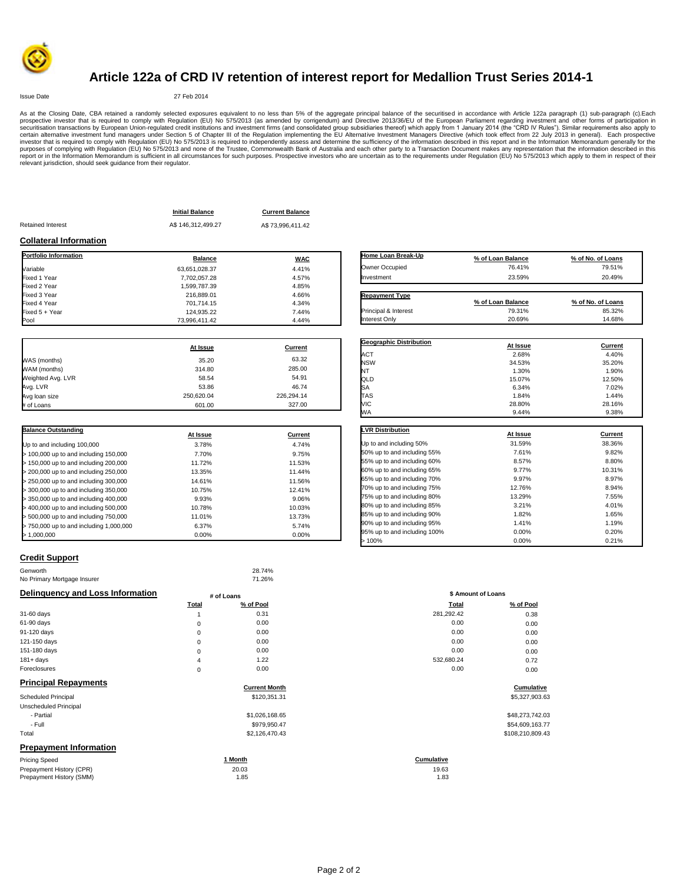# Article 122a of CRD IV retention of interest report for Medallion Trust Series 2014-1

Issue Date 27 Feb 2014

As at the Closing Date, CBA retained a randomly selected exposures equivalent to no less than 5% of the aggregate principal balance of the securitised in accordance with Article 122a paragraph (1) sub-paragraph (c).Each prospective investor that is required to comply with Regulation (EU) No 575/2013 (as amended by corrigendum) and Directive 2013/36/EU of the European Parliament regarding investment and other forms of participation in securitisation transactions by European Union-regulated credit institutions and investment firms (and consolidated group subsidiaries thereof) which apply from 1 January 2014 (the "CRD IV Rules"). Similar requirements also apply to certain alternative investment fund managers under Section 5 of Chapter III of the Regulation implementing the EU Alternative Investment Managers Directive (which took effect from 22 July 2013 in general). Each prospective investor that is required to comply with Regulation (EU) No 575/2013 is required to independently assess and determine the sufficiency of the information described in this report and in the Information Memorandum generally for the purposes of complying with Regulation (EU) No 575/2013 and none of the Trustee, Commonwealth Bank of Australia and each other party to a Transaction Document makes any representation that the information described in this report or in the Information Memorandum is sufficient in all circumstances for such purposes. Prospective investors who are uncertain as to the requirements under Regulation (EU) No 575/2013 which apply to them in respect of their relevant jurisdiction, should seek guidance from their regulator.

| | Initial Balance | Current Balance |
|---|---|---|
| Retained Interest | A$ 146,312,499.27 | A$ 73,996,411.42 |

## Collateral Information

| Portfolio Information | Balance | WAC |
|---|---|---|
| Variable | 63,651,028.37 | 4.41% |
| Fixed 1 Year | 7,702,057.28 | 4.57% |
| Fixed 2 Year | 1,599,787.39 | 4.85% |
| Fixed 3 Year | 216,889.01 | 4.66% |
| Fixed 4 Year | 701,714.15 | 4.34% |
| Fixed 5 + Year | 124,935.22 | 7.44% |
| Pool | 73,996,411.42 | 4.44% |

| Home Loan Break-Up | % of Loan Balance | % of No. of Loans |
|---|---|---|
| Owner Occupied | 76.41% | 79.51% |
| Investment | 23.59% | 20.49% |

| Repayment Type | % of Loan Balance | % of No. of Loans |
|---|---|---|
| Principal & Interest | 79.31% | 85.32% |
| Interest Only | 20.69% | 14.68% |

| | At Issue | Current |
|---|---|---|
| WAS (months) | 35.20 | 63.32 |
| WAM (months) | 314.80 | 285.00 |
| Weighted Avg. LVR | 58.54 | 54.91 |
| Avg. LVR | 53.86 | 46.74 |
| Avg loan size | 250,620.04 | 226,294.14 |
| # of Loans | 601.00 | 327.00 |

| Geographic Distribution | At Issue | Current |
|---|---|---|
| ACT | 2.68% | 4.40% |
| NSW | 34.53% | 35.20% |
| NT | 1.30% | 1.90% |
| QLD | 15.07% | 12.50% |
| SA | 6.34% | 7.02% |
| TAS | 1.84% | 1.44% |
| VIC | 28.80% | 28.16% |
| WA | 9.44% | 9.38% |

| Balance Outstanding | At Issue | Current |
|---|---|---|
| Up to and including 100,000 | 3.78% | 4.74% |
| > 100,000 up to and including 150,000 | 7.70% | 9.75% |
| > 150,000 up to and including 200,000 | 11.72% | 11.53% |
| > 200,000 up to and including 250,000 | 13.35% | 11.44% |
| > 250,000 up to and including 300,000 | 14.61% | 11.56% |
| > 300,000 up to and including 350,000 | 10.75% | 12.41% |
| > 350,000 up to and including 400,000 | 9.93% | 9.06% |
| > 400,000 up to and including 500,000 | 10.78% | 10.03% |
| > 500,000 up to and including 750,000 | 11.01% | 13.73% |
| > 750,000 up to and including 1,000,000 | 6.37% | 5.74% |
| > 1,000,000 | 0.00% | 0.00% |

| LVR Distribution | At Issue | Current |
|---|---|---|
| Up to and including 50% | 31.59% | 38.36% |
| 50% up to and including 55% | 7.61% | 9.82% |
| 55% up to and including 60% | 8.57% | 8.80% |
| 60% up to and including 65% | 9.77% | 10.31% |
| 65% up to and including 70% | 9.97% | 8.97% |
| 70% up to and including 75% | 12.76% | 8.94% |
| 75% up to and including 80% | 13.29% | 7.55% |
| 80% up to and including 85% | 3.21% | 4.01% |
| 85% up to and including 90% | 1.82% | 1.65% |
| 90% up to and including 95% | 1.41% | 1.19% |
| 95% up to and including 100% | 0.00% | 0.20% |
| > 100% | 0.00% | 0.21% |

## Credit Support

| | |
|---|---|
| Genworth | 28.74% |
| No Primary Mortgage Insurer | 71.26% |

## Delinquency and Loss Information

| | # of Loans | | $ Amount of Loans | |
|---|---|---|---|---|
| | Total | % of Pool | Total | % of Pool |
| 31-60 days | 1 | 0.31 | 281,292.42 | 0.38 |
| 61-90 days | 0 | 0.00 | 0.00 | 0.00 |
| 91-120 days | 0 | 0.00 | 0.00 | 0.00 |
| 121-150 days | 0 | 0.00 | 0.00 | 0.00 |
| 151-180 days | 0 | 0.00 | 0.00 | 0.00 |
| 181+ days | 4 | 1.22 | 532,680.24 | 0.72 |
| Foreclosures | 0 | 0.00 | 0.00 | 0.00 |

## Principal Repayments

| | Current Month | Cumulative |
|---|---|---|
| Scheduled Principal | $120,351.31 | $5,327,903.63 |
| Unscheduled Principal | | |
| - Partial | $1,026,168.65 | $48,273,742.03 |
| - Full | $979,950.47 | $54,609,163.77 |
| Total | $2,126,470.43 | $108,210,809.43 |

## Prepayment Information

| Pricing Speed | 1 Month | Cumulative |
|---|---|---|
| Prepayment History (CPR) | 20.03 | 19.63 |
| Prepayment History (SMM) | 1.85 | 1.83 |